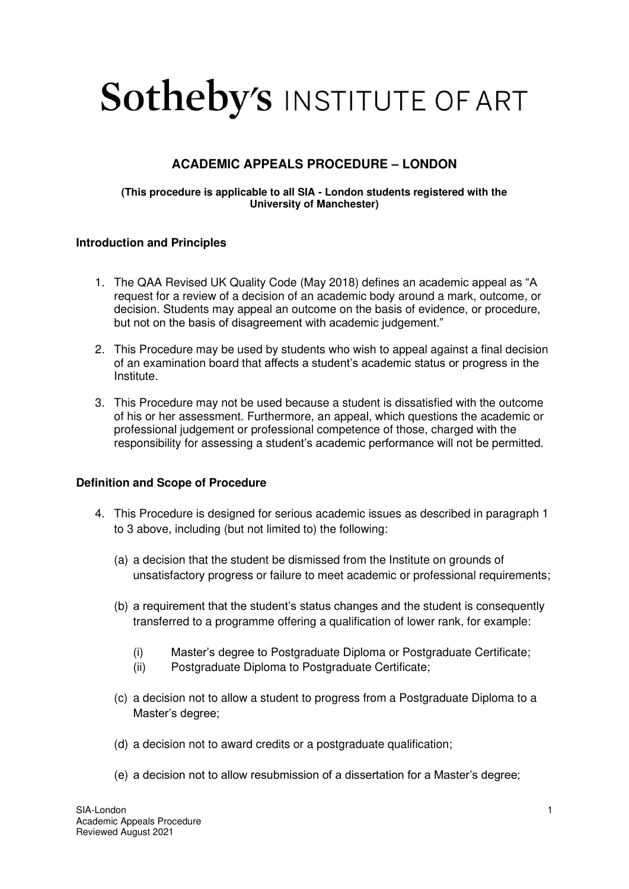# Sotheby's INSTITUTE OF ART

## ACADEMIC APPEALS PROCEDURE – LONDON

**(This procedure is applicable to all SIA - London students registered with the University of Manchester)**

### Introduction and Principles

1. The QAA Revised UK Quality Code (May 2018) defines an academic appeal as "A request for a review of a decision of an academic body around a mark, outcome, or decision. Students may appeal an outcome on the basis of evidence, or procedure, but not on the basis of disagreement with academic judgement."

2. This Procedure may be used by students who wish to appeal against a final decision of an examination board that affects a student's academic status or progress in the Institute.

3. This Procedure may not be used because a student is dissatisfied with the outcome of his or her assessment. Furthermore, an appeal, which questions the academic or professional judgement or professional competence of those, charged with the responsibility for assessing a student's academic performance will not be permitted.

### Definition and Scope of Procedure

4. This Procedure is designed for serious academic issues as described in paragraph 1 to 3 above, including (but not limited to) the following:

   (a) a decision that the student be dismissed from the Institute on grounds of unsatisfactory progress or failure to meet academic or professional requirements;

   (b) a requirement that the student's status changes and the student is consequently transferred to a programme offering a qualification of lower rank, for example:

      (i) Master's degree to Postgraduate Diploma or Postgraduate Certificate;
      (ii) Postgraduate Diploma to Postgraduate Certificate;

   (c) a decision not to allow a student to progress from a Postgraduate Diploma to a Master's degree;

   (d) a decision not to award credits or a postgraduate qualification;

   (e) a decision not to allow resubmission of a dissertation for a Master's degree;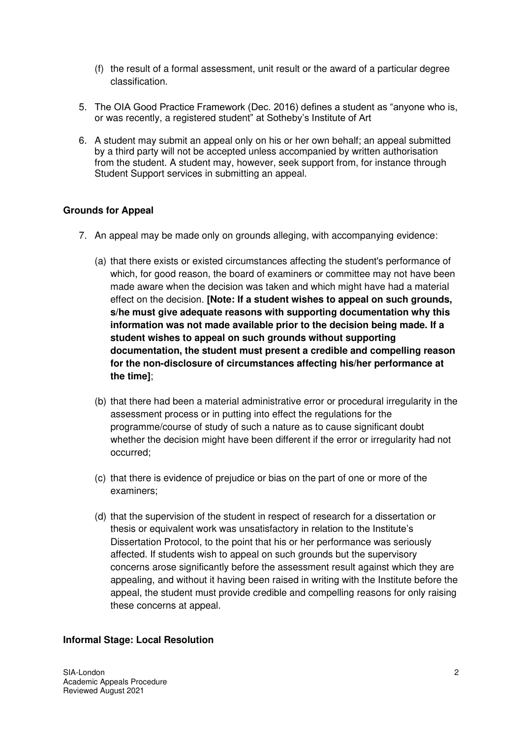(f) the result of a formal assessment, unit result or the award of a particular degree classification.

5. The OIA Good Practice Framework (Dec. 2016) defines a student as "anyone who is, or was recently, a registered student" at Sotheby's Institute of Art

6. A student may submit an appeal only on his or her own behalf; an appeal submitted by a third party will not be accepted unless accompanied by written authorisation from the student. A student may, however, seek support from, for instance through Student Support services in submitting an appeal.

**Grounds for Appeal**

7. An appeal may be made only on grounds alleging, with accompanying evidence:

   (a) that there exists or existed circumstances affecting the student's performance of which, for good reason, the board of examiners or committee may not have been made aware when the decision was taken and which might have had a material effect on the decision. **[Note: If a student wishes to appeal on such grounds, s/he must give adequate reasons with supporting documentation why this information was not made available prior to the decision being made. If a student wishes to appeal on such grounds without supporting documentation, the student must present a credible and compelling reason for the non-disclosure of circumstances affecting his/her performance at the time]**;

   (b) that there had been a material administrative error or procedural irregularity in the assessment process or in putting into effect the regulations for the programme/course of study of such a nature as to cause significant doubt whether the decision might have been different if the error or irregularity had not occurred;

   (c) that there is evidence of prejudice or bias on the part of one or more of the examiners;

   (d) that the supervision of the student in respect of research for a dissertation or thesis or equivalent work was unsatisfactory in relation to the Institute's Dissertation Protocol, to the point that his or her performance was seriously affected. If students wish to appeal on such grounds but the supervisory concerns arose significantly before the assessment result against which they are appealing, and without it having been raised in writing with the Institute before the appeal, the student must provide credible and compelling reasons for only raising these concerns at appeal.

**Informal Stage: Local Resolution**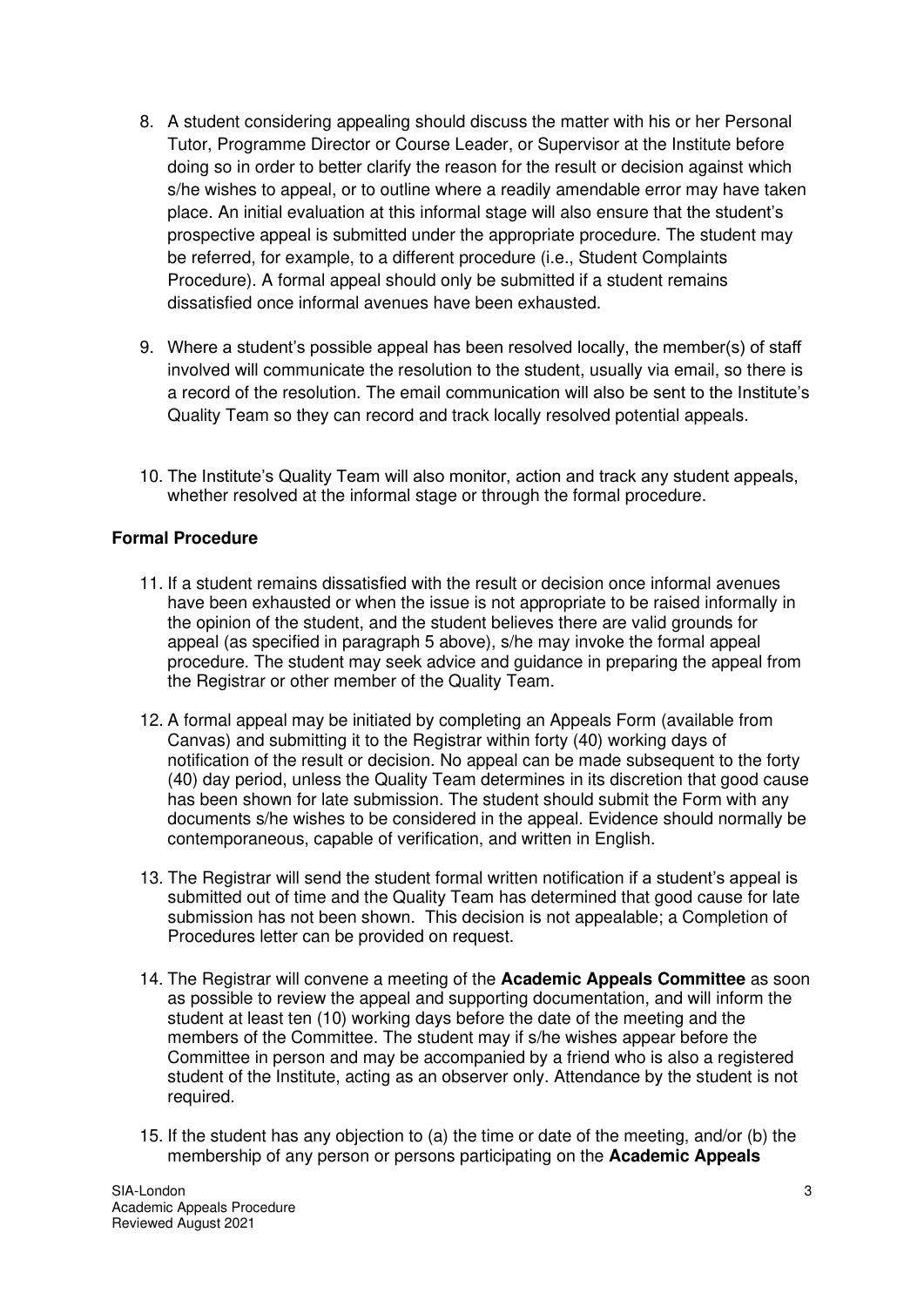8. A student considering appealing should discuss the matter with his or her Personal Tutor, Programme Director or Course Leader, or Supervisor at the Institute before doing so in order to better clarify the reason for the result or decision against which s/he wishes to appeal, or to outline where a readily amendable error may have taken place. An initial evaluation at this informal stage will also ensure that the student's prospective appeal is submitted under the appropriate procedure. The student may be referred, for example, to a different procedure (i.e., Student Complaints Procedure). A formal appeal should only be submitted if a student remains dissatisfied once informal avenues have been exhausted.

9. Where a student's possible appeal has been resolved locally, the member(s) of staff involved will communicate the resolution to the student, usually via email, so there is a record of the resolution. The email communication will also be sent to the Institute's Quality Team so they can record and track locally resolved potential appeals.

10. The Institute's Quality Team will also monitor, action and track any student appeals, whether resolved at the informal stage or through the formal procedure.

**Formal Procedure**

11. If a student remains dissatisfied with the result or decision once informal avenues have been exhausted or when the issue is not appropriate to be raised informally in the opinion of the student, and the student believes there are valid grounds for appeal (as specified in paragraph 5 above), s/he may invoke the formal appeal procedure. The student may seek advice and guidance in preparing the appeal from the Registrar or other member of the Quality Team.

12. A formal appeal may be initiated by completing an Appeals Form (available from Canvas) and submitting it to the Registrar within forty (40) working days of notification of the result or decision. No appeal can be made subsequent to the forty (40) day period, unless the Quality Team determines in its discretion that good cause has been shown for late submission. The student should submit the Form with any documents s/he wishes to be considered in the appeal. Evidence should normally be contemporaneous, capable of verification, and written in English.

13. The Registrar will send the student formal written notification if a student's appeal is submitted out of time and the Quality Team has determined that good cause for late submission has not been shown. This decision is not appealable; a Completion of Procedures letter can be provided on request.

14. The Registrar will convene a meeting of the **Academic Appeals Committee** as soon as possible to review the appeal and supporting documentation, and will inform the student at least ten (10) working days before the date of the meeting and the members of the Committee. The student may if s/he wishes appear before the Committee in person and may be accompanied by a friend who is also a registered student of the Institute, acting as an observer only. Attendance by the student is not required.

15. If the student has any objection to (a) the time or date of the meeting, and/or (b) the membership of any person or persons participating on the **Academic Appeals**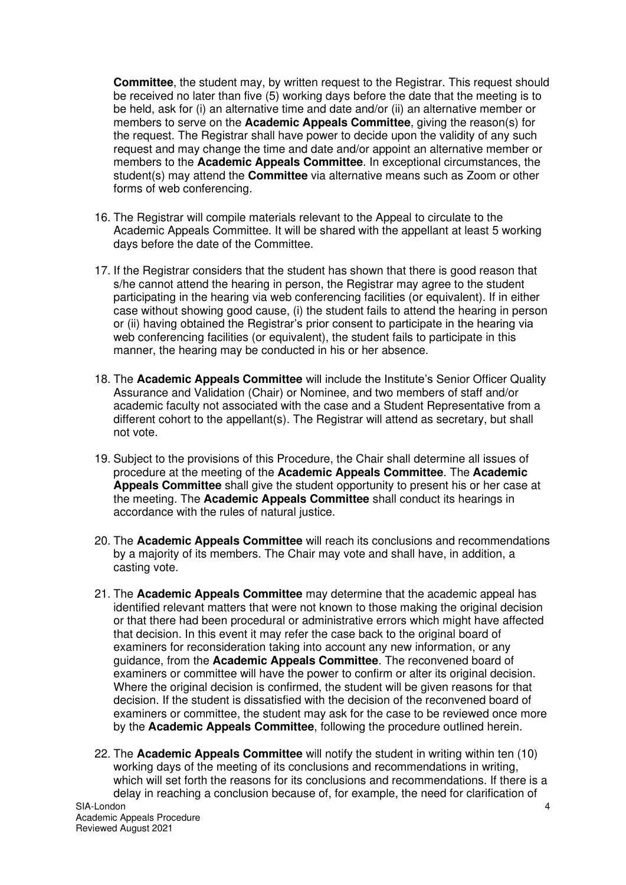**Committee**, the student may, by written request to the Registrar. This request should be received no later than five (5) working days before the date that the meeting is to be held, ask for (i) an alternative time and date and/or (ii) an alternative member or members to serve on the **Academic Appeals Committee**, giving the reason(s) for the request. The Registrar shall have power to decide upon the validity of any such request and may change the time and date and/or appoint an alternative member or members to the **Academic Appeals Committee**. In exceptional circumstances, the student(s) may attend the **Committee** via alternative means such as Zoom or other forms of web conferencing.

16. The Registrar will compile materials relevant to the Appeal to circulate to the Academic Appeals Committee. It will be shared with the appellant at least 5 working days before the date of the Committee.

17. If the Registrar considers that the student has shown that there is good reason that s/he cannot attend the hearing in person, the Registrar may agree to the student participating in the hearing via web conferencing facilities (or equivalent). If in either case without showing good cause, (i) the student fails to attend the hearing in person or (ii) having obtained the Registrar's prior consent to participate in the hearing via web conferencing facilities (or equivalent), the student fails to participate in this manner, the hearing may be conducted in his or her absence.

18. The **Academic Appeals Committee** will include the Institute's Senior Officer Quality Assurance and Validation (Chair) or Nominee, and two members of staff and/or academic faculty not associated with the case and a Student Representative from a different cohort to the appellant(s). The Registrar will attend as secretary, but shall not vote.

19. Subject to the provisions of this Procedure, the Chair shall determine all issues of procedure at the meeting of the **Academic Appeals Committee**. The **Academic Appeals Committee** shall give the student opportunity to present his or her case at the meeting. The **Academic Appeals Committee** shall conduct its hearings in accordance with the rules of natural justice.

20. The **Academic Appeals Committee** will reach its conclusions and recommendations by a majority of its members. The Chair may vote and shall have, in addition, a casting vote.

21. The **Academic Appeals Committee** may determine that the academic appeal has identified relevant matters that were not known to those making the original decision or that there had been procedural or administrative errors which might have affected that decision. In this event it may refer the case back to the original board of examiners for reconsideration taking into account any new information, or any guidance, from the **Academic Appeals Committee**. The reconvened board of examiners or committee will have the power to confirm or alter its original decision. Where the original decision is confirmed, the student will be given reasons for that decision. If the student is dissatisfied with the decision of the reconvened board of examiners or committee, the student may ask for the case to be reviewed once more by the **Academic Appeals Committee**, following the procedure outlined herein.

22. The **Academic Appeals Committee** will notify the student in writing within ten (10) working days of the meeting of its conclusions and recommendations in writing, which will set forth the reasons for its conclusions and recommendations. If there is a delay in reaching a conclusion because of, for example, the need for clarification of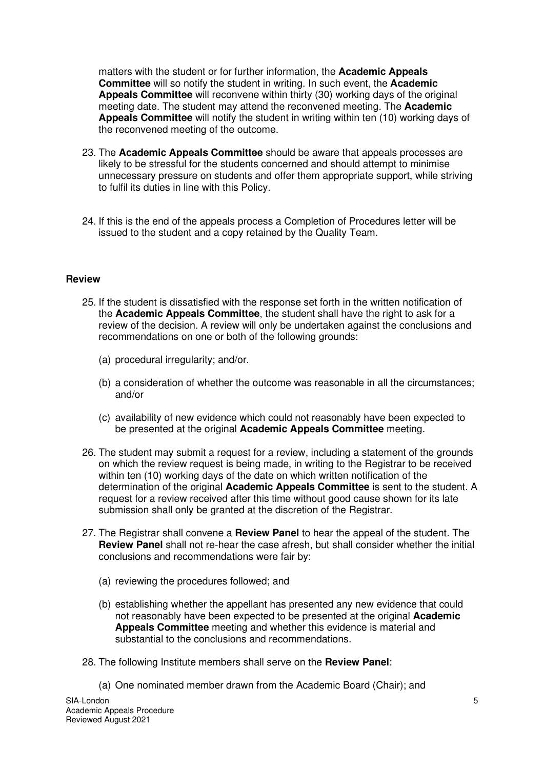matters with the student or for further information, the **Academic Appeals Committee** will so notify the student in writing. In such event, the **Academic Appeals Committee** will reconvene within thirty (30) working days of the original meeting date. The student may attend the reconvened meeting. The **Academic Appeals Committee** will notify the student in writing within ten (10) working days of the reconvened meeting of the outcome.

23. The **Academic Appeals Committee** should be aware that appeals processes are likely to be stressful for the students concerned and should attempt to minimise unnecessary pressure on students and offer them appropriate support, while striving to fulfil its duties in line with this Policy.

24. If this is the end of the appeals process a Completion of Procedures letter will be issued to the student and a copy retained by the Quality Team.

**Review**

25. If the student is dissatisfied with the response set forth in the written notification of the **Academic Appeals Committee**, the student shall have the right to ask for a review of the decision. A review will only be undertaken against the conclusions and recommendations on one or both of the following grounds:

    (a) procedural irregularity; and/or.

    (b) a consideration of whether the outcome was reasonable in all the circumstances; and/or

    (c) availability of new evidence which could not reasonably have been expected to be presented at the original **Academic Appeals Committee** meeting.

26. The student may submit a request for a review, including a statement of the grounds on which the review request is being made, in writing to the Registrar to be received within ten (10) working days of the date on which written notification of the determination of the original **Academic Appeals Committee** is sent to the student. A request for a review received after this time without good cause shown for its late submission shall only be granted at the discretion of the Registrar.

27. The Registrar shall convene a **Review Panel** to hear the appeal of the student. The **Review Panel** shall not re-hear the case afresh, but shall consider whether the initial conclusions and recommendations were fair by:

    (a) reviewing the procedures followed; and

    (b) establishing whether the appellant has presented any new evidence that could not reasonably have been expected to be presented at the original **Academic Appeals Committee** meeting and whether this evidence is material and substantial to the conclusions and recommendations.

28. The following Institute members shall serve on the **Review Panel**:

    (a) One nominated member drawn from the Academic Board (Chair); and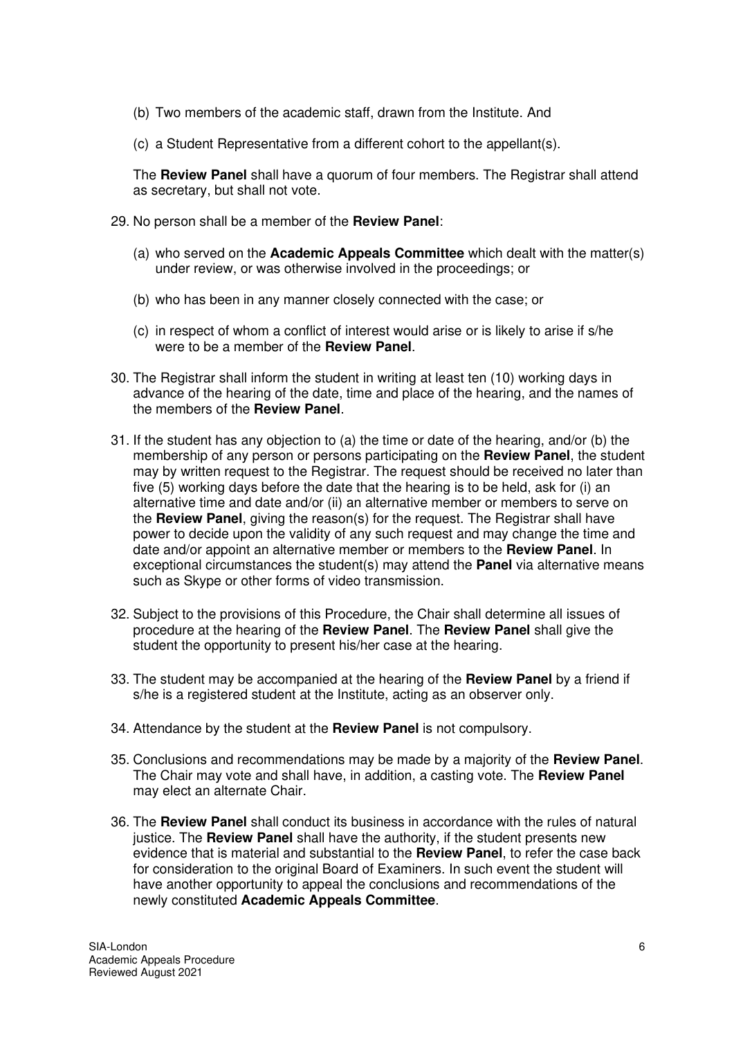(b) Two members of the academic staff, drawn from the Institute. And

(c) a Student Representative from a different cohort to the appellant(s).

The **Review Panel** shall have a quorum of four members. The Registrar shall attend as secretary, but shall not vote.

29. No person shall be a member of the **Review Panel**:

    (a) who served on the **Academic Appeals Committee** which dealt with the matter(s) under review, or was otherwise involved in the proceedings; or

    (b) who has been in any manner closely connected with the case; or

    (c) in respect of whom a conflict of interest would arise or is likely to arise if s/he were to be a member of the **Review Panel**.

30. The Registrar shall inform the student in writing at least ten (10) working days in advance of the hearing of the date, time and place of the hearing, and the names of the members of the **Review Panel**.

31. If the student has any objection to (a) the time or date of the hearing, and/or (b) the membership of any person or persons participating on the **Review Panel**, the student may by written request to the Registrar. The request should be received no later than five (5) working days before the date that the hearing is to be held, ask for (i) an alternative time and date and/or (ii) an alternative member or members to serve on the **Review Panel**, giving the reason(s) for the request. The Registrar shall have power to decide upon the validity of any such request and may change the time and date and/or appoint an alternative member or members to the **Review Panel**. In exceptional circumstances the student(s) may attend the **Panel** via alternative means such as Skype or other forms of video transmission.

32. Subject to the provisions of this Procedure, the Chair shall determine all issues of procedure at the hearing of the **Review Panel**. The **Review Panel** shall give the student the opportunity to present his/her case at the hearing.

33. The student may be accompanied at the hearing of the **Review Panel** by a friend if s/he is a registered student at the Institute, acting as an observer only.

34. Attendance by the student at the **Review Panel** is not compulsory.

35. Conclusions and recommendations may be made by a majority of the **Review Panel**. The Chair may vote and shall have, in addition, a casting vote. The **Review Panel** may elect an alternate Chair.

36. The **Review Panel** shall conduct its business in accordance with the rules of natural justice. The **Review Panel** shall have the authority, if the student presents new evidence that is material and substantial to the **Review Panel**, to refer the case back for consideration to the original Board of Examiners. In such event the student will have another opportunity to appeal the conclusions and recommendations of the newly constituted **Academic Appeals Committee**.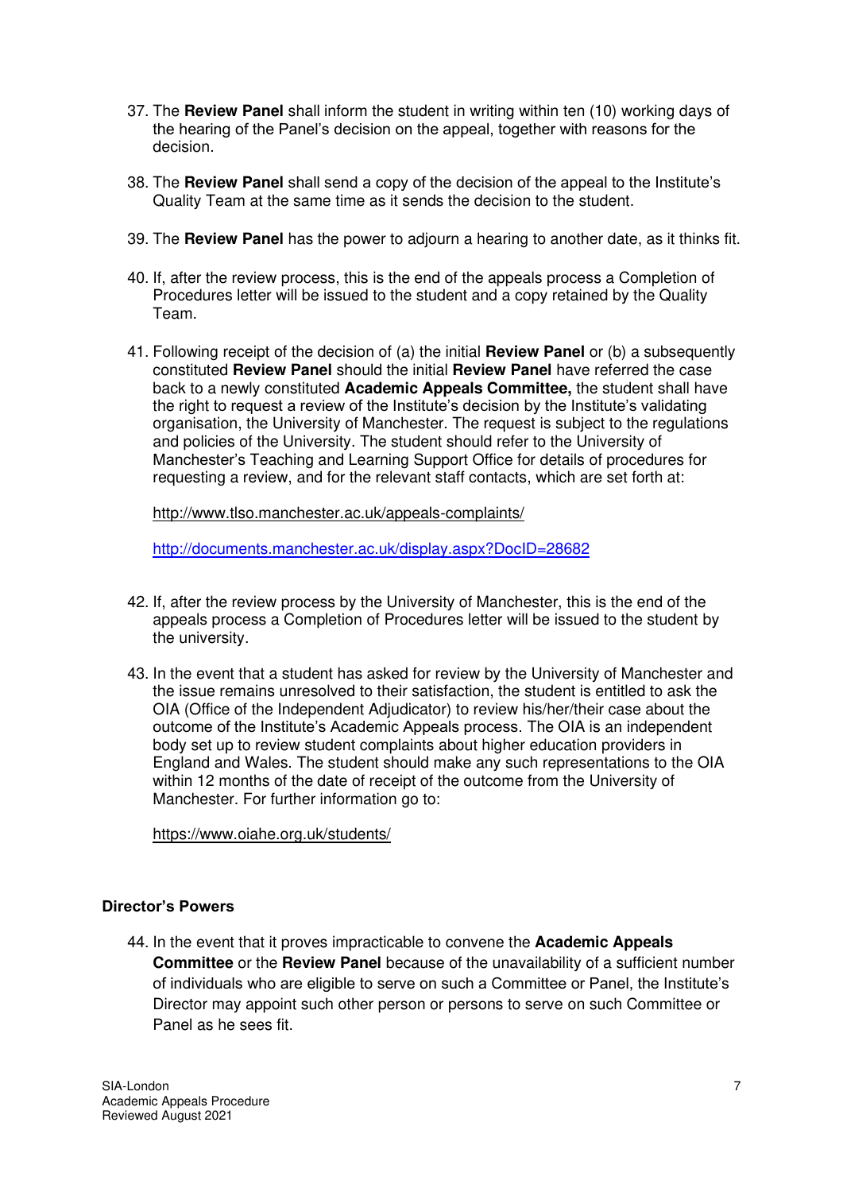37. The **Review Panel** shall inform the student in writing within ten (10) working days of the hearing of the Panel's decision on the appeal, together with reasons for the decision.

38. The **Review Panel** shall send a copy of the decision of the appeal to the Institute's Quality Team at the same time as it sends the decision to the student.

39. The **Review Panel** has the power to adjourn a hearing to another date, as it thinks fit.

40. If, after the review process, this is the end of the appeals process a Completion of Procedures letter will be issued to the student and a copy retained by the Quality Team.

41. Following receipt of the decision of (a) the initial **Review Panel** or (b) a subsequently constituted **Review Panel** should the initial **Review Panel** have referred the case back to a newly constituted **Academic Appeals Committee,** the student shall have the right to request a review of the Institute's decision by the Institute's validating organisation, the University of Manchester. The request is subject to the regulations and policies of the University. The student should refer to the University of Manchester's Teaching and Learning Support Office for details of procedures for requesting a review, and for the relevant staff contacts, which are set forth at:

    http://www.tlso.manchester.ac.uk/appeals-complaints/

    http://documents.manchester.ac.uk/display.aspx?DocID=28682

42. If, after the review process by the University of Manchester, this is the end of the appeals process a Completion of Procedures letter will be issued to the student by the university.

43. In the event that a student has asked for review by the University of Manchester and the issue remains unresolved to their satisfaction, the student is entitled to ask the OIA (Office of the Independent Adjudicator) to review his/her/their case about the outcome of the Institute's Academic Appeals process. The OIA is an independent body set up to review student complaints about higher education providers in England and Wales. The student should make any such representations to the OIA within 12 months of the date of receipt of the outcome from the University of Manchester. For further information go to:

    https://www.oiahe.org.uk/students/

**Director's Powers**

44. In the event that it proves impracticable to convene the **Academic Appeals Committee** or the **Review Panel** because of the unavailability of a sufficient number of individuals who are eligible to serve on such a Committee or Panel, the Institute's Director may appoint such other person or persons to serve on such Committee or Panel as he sees fit.